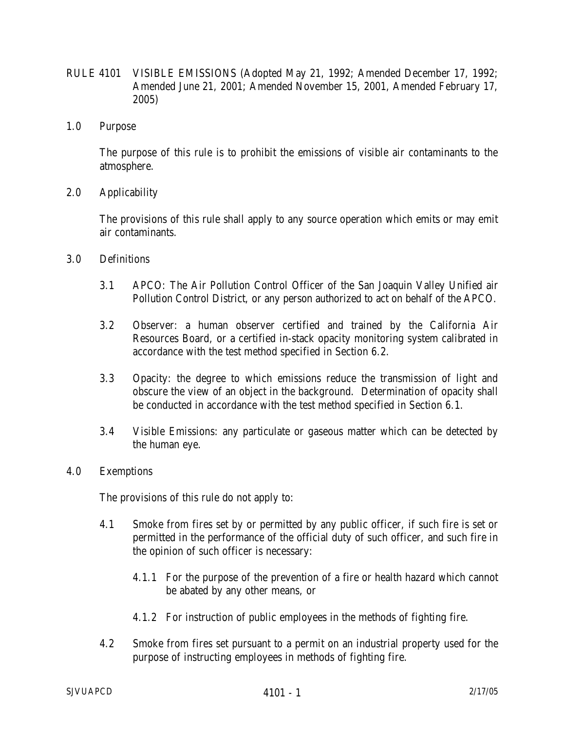# RULE 4101 VISIBLE EMISSIONS (Adopted May 21, 1992; Amended December 17, 1992; Amended June 21, 2001; Amended November 15, 2001, Amended February 17, 2005)

## 1.0 Purpose

The purpose of this rule is to prohibit the emissions of visible air contaminants to the atmosphere.

## 2.0 Applicability

The provisions of this rule shall apply to any source operation which emits or may emit air contaminants.

## 3.0 Definitions

3.1 APCO: The Air Pollution Control Officer of the San Joaquin Valley Unified air Pollution Control District, or any person authorized to act on behalf of the APCO.

3.2 Observer: a human observer certified and trained by the California Air Resources Board, or a certified in-stack opacity monitoring system calibrated in accordance with the test method specified in Section 6.2.

3.3 Opacity: the degree to which emissions reduce the transmission of light and obscure the view of an object in the background. Determination of opacity shall be conducted in accordance with the test method specified in Section 6.1.

3.4 Visible Emissions: any particulate or gaseous matter which can be detected by the human eye.

## 4.0 Exemptions

The provisions of this rule do not apply to:

4.1 Smoke from fires set by or permitted by any public officer, if such fire is set or permitted in the performance of the official duty of such officer, and such fire in the opinion of such officer is necessary:

4.1.1 For the purpose of the prevention of a fire or health hazard which cannot be abated by any other means, or

4.1.2 For instruction of public employees in the methods of fighting fire.

4.2 Smoke from fires set pursuant to a permit on an industrial property used for the purpose of instructing employees in methods of fighting fire.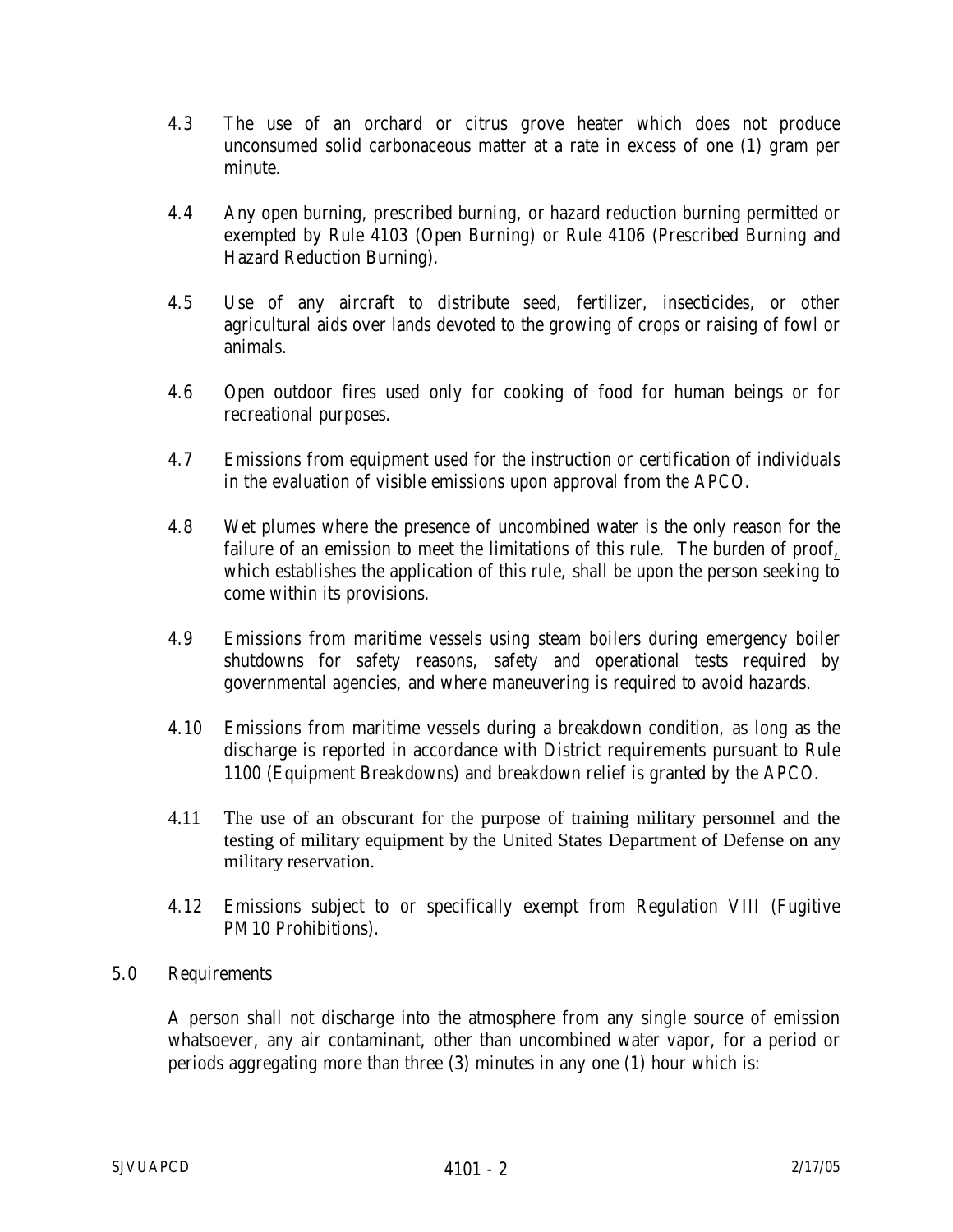4.3 The use of an orchard or citrus grove heater which does not produce unconsumed solid carbonaceous matter at a rate in excess of one (1) gram per minute.

4.4 Any open burning, prescribed burning, or hazard reduction burning permitted or exempted by Rule 4103 (Open Burning) or Rule 4106 (Prescribed Burning and Hazard Reduction Burning).

4.5 Use of any aircraft to distribute seed, fertilizer, insecticides, or other agricultural aids over lands devoted to the growing of crops or raising of fowl or animals.

4.6 Open outdoor fires used only for cooking of food for human beings or for recreational purposes.

4.7 Emissions from equipment used for the instruction or certification of individuals in the evaluation of visible emissions upon approval from the APCO.

4.8 Wet plumes where the presence of uncombined water is the only reason for the failure of an emission to meet the limitations of this rule. The burden of proof, which establishes the application of this rule, shall be upon the person seeking to come within its provisions.

4.9 Emissions from maritime vessels using steam boilers during emergency boiler shutdowns for safety reasons, safety and operational tests required by governmental agencies, and where maneuvering is required to avoid hazards.

4.10 Emissions from maritime vessels during a breakdown condition, as long as the discharge is reported in accordance with District requirements pursuant to Rule 1100 (Equipment Breakdowns) and breakdown relief is granted by the APCO.

4.11 The use of an obscurant for the purpose of training military personnel and the testing of military equipment by the United States Department of Defense on any military reservation.

4.12 Emissions subject to or specifically exempt from Regulation VIII (Fugitive PM10 Prohibitions).

## 5.0 Requirements

A person shall not discharge into the atmosphere from any single source of emission whatsoever, any air contaminant, other than uncombined water vapor, for a period or periods aggregating more than three (3) minutes in any one (1) hour which is: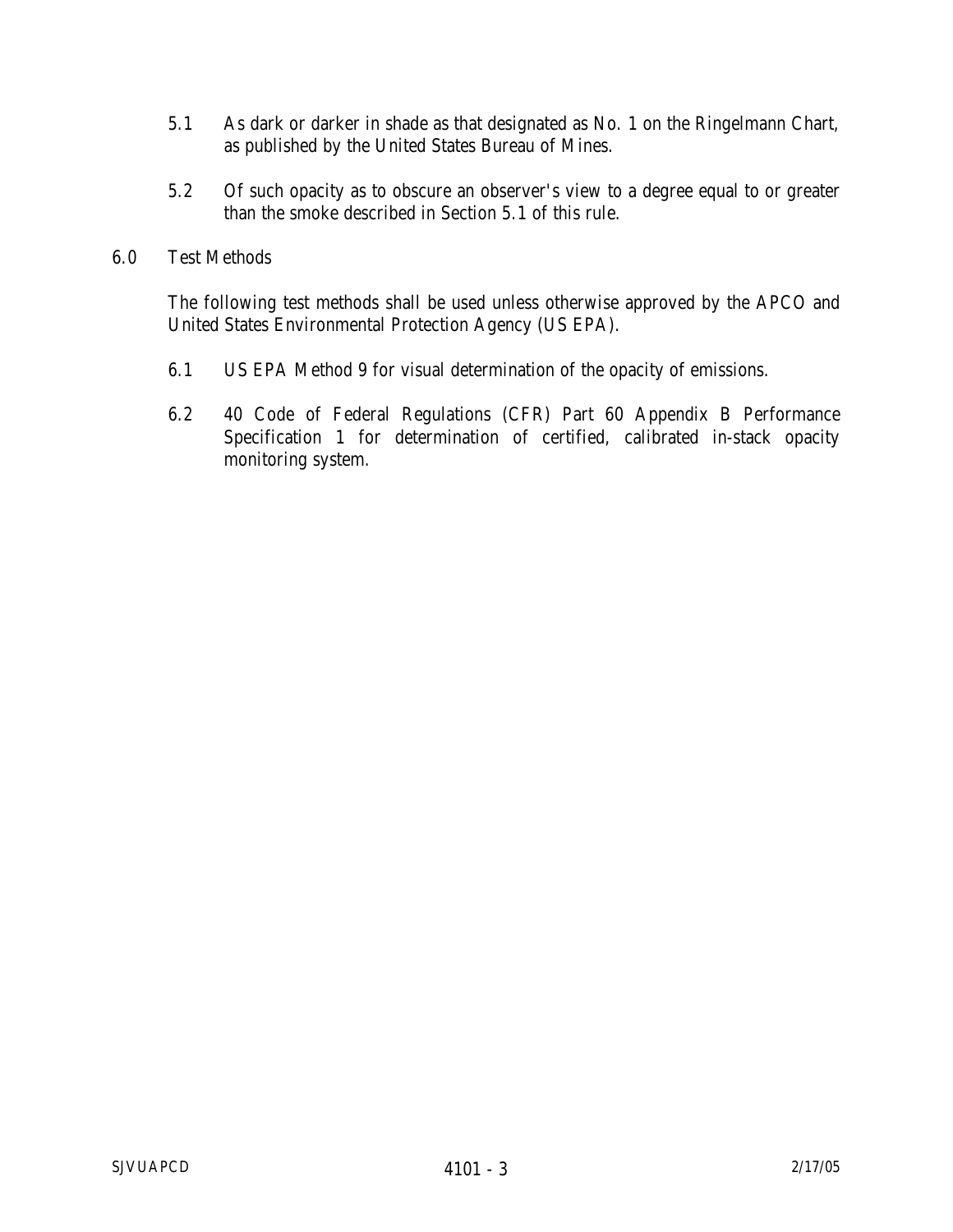5.1 As dark or darker in shade as that designated as No. 1 on the Ringelmann Chart, as published by the United States Bureau of Mines.

5.2 Of such opacity as to obscure an observer's view to a degree equal to or greater than the smoke described in Section 5.1 of this rule.

## 6.0 Test Methods

The following test methods shall be used unless otherwise approved by the APCO and United States Environmental Protection Agency (US EPA).

6.1 US EPA Method 9 for visual determination of the opacity of emissions.

6.2 40 Code of Federal Regulations (CFR) Part 60 Appendix B Performance Specification 1 for determination of certified, calibrated in-stack opacity monitoring system.